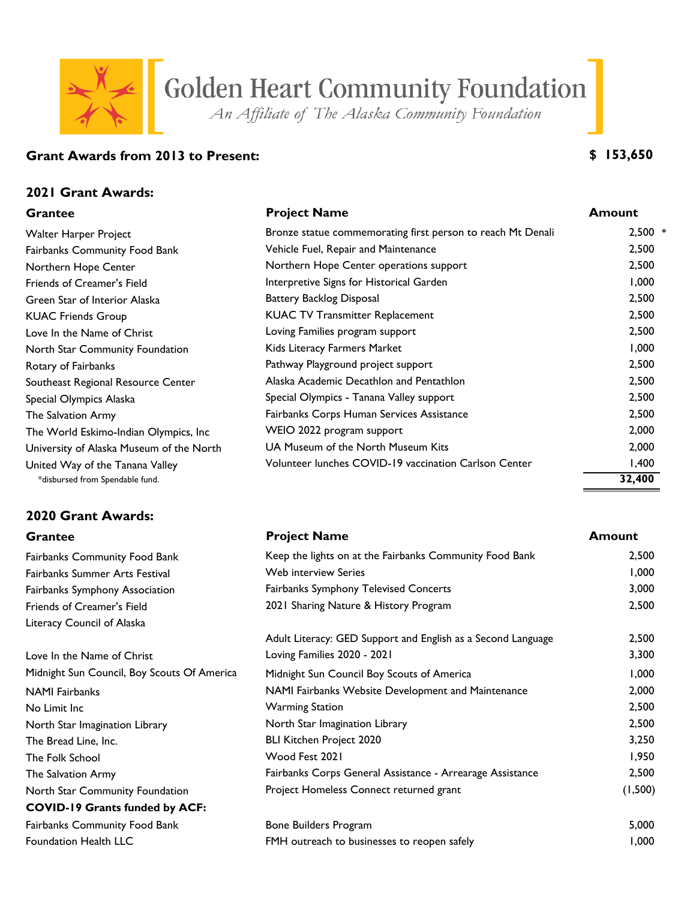# Golden Heart Community Foundation

*An Affiliate of The Alaska Community Foundation*

## Grant Awards from 2013 to Present: $ 153,650

### 2021 Grant Awards:

| Grantee | Project Name | Amount |
|---|---|---|
| Walter Harper Project | Bronze statue commemorating first person to reach Mt Denali | 2,500 * |
| Fairbanks Community Food Bank | Vehicle Fuel, Repair and Maintenance | 2,500 |
| Northern Hope Center | Northern Hope Center operations support | 2,500 |
| Friends of Creamer's Field | Interpretive Signs for Historical Garden | 1,000 |
| Green Star of Interior Alaska | Battery Backlog Disposal | 2,500 |
| KUAC Friends Group | KUAC TV Transmitter Replacement | 2,500 |
| Love In the Name of Christ | Loving Families program support | 2,500 |
| North Star Community Foundation | Kids Literacy Farmers Market | 1,000 |
| Rotary of Fairbanks | Pathway Playground project support | 2,500 |
| Southeast Regional Resource Center | Alaska Academic Decathlon and Pentathlon | 2,500 |
| Special Olympics Alaska | Special Olympics - Tanana Valley support | 2,500 |
| The Salvation Army | Fairbanks Corps Human Services Assistance | 2,500 |
| The World Eskimo-Indian Olympics, Inc | WEIO 2022 program support | 2,000 |
| University of Alaska Museum of the North | UA Museum of the North Museum Kits | 2,000 |
| United Way of the Tanana Valley | Volunteer lunches COVID-19 vaccination Carlson Center | 1,400 |
| | | **32,400** |

*disbursed from Spendable fund.

### 2020 Grant Awards:

| Grantee | Project Name | Amount |
|---|---|---|
| Fairbanks Community Food Bank | Keep the lights on at the Fairbanks Community Food Bank | 2,500 |
| Fairbanks Summer Arts Festival | Web interview Series | 1,000 |
| Fairbanks Symphony Association | Fairbanks Symphony Televised Concerts | 3,000 |
| Friends of Creamer's Field | 2021 Sharing Nature & History Program | 2,500 |
| Literacy Council of Alaska | Adult Literacy: GED Support and English as a Second Language | 2,500 |
| Love In the Name of Christ | Loving Families 2020 - 2021 | 3,300 |
| Midnight Sun Council, Boy Scouts Of America | Midnight Sun Council Boy Scouts of America | 1,000 |
| NAMI Fairbanks | NAMI Fairbanks Website Development and Maintenance | 2,000 |
| No Limit Inc | Warming Station | 2,500 |
| North Star Imagination Library | North Star Imagination Library | 2,500 |
| The Bread Line, Inc. | BLI Kitchen Project 2020 | 3,250 |
| The Folk School | Wood Fest 2021 | 1,950 |
| The Salvation Army | Fairbanks Corps General Assistance - Arrearage Assistance | 2,500 |
| North Star Community Foundation | Project Homeless Connect returned grant | (1,500) |
| **COVID-19 Grants funded by ACF:** | | |
| Fairbanks Community Food Bank | Bone Builders Program | 5,000 |
| Foundation Health LLC | FMH outreach to businesses to reopen safely | 1,000 |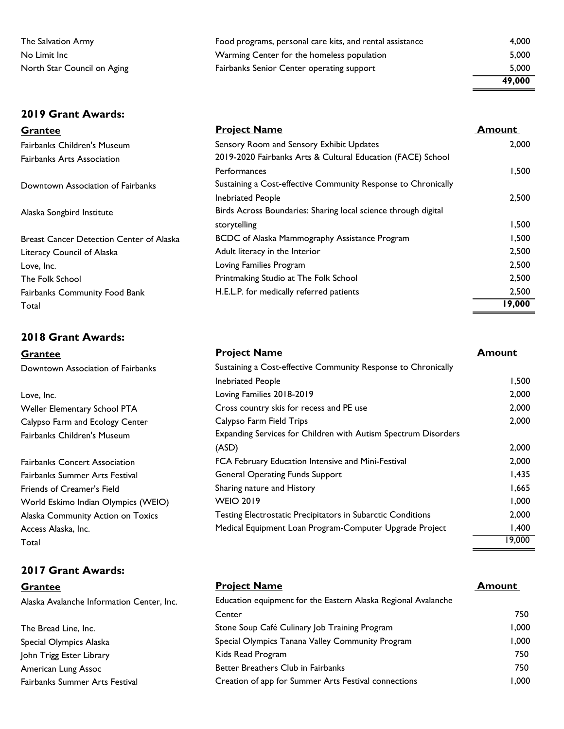| | | |
|---|---|---|
| The Salvation Army | Food programs, personal care kits, and rental assistance | 4,000 |
| No Limit Inc | Warming Center for the homeless population | 5,000 |
| North Star Council on Aging | Fairbanks Senior Center operating support | 5,000 |
| | | **49,000** |

## 2019 Grant Awards:

| Grantee | Project Name | Amount |
|---|---|---|
| Fairbanks Children's Museum | Sensory Room and Sensory Exhibit Updates | 2,000 |
| Fairbanks Arts Association | 2019-2020 Fairbanks Arts & Cultural Education (FACE) School Performances | 1,500 |
| Downtown Association of Fairbanks | Sustaining a Cost-effective Community Response to Chronically Inebriated People | 2,500 |
| Alaska Songbird Institute | Birds Across Boundaries: Sharing local science through digital storytelling | 1,500 |
| Breast Cancer Detection Center of Alaska | BCDC of Alaska Mammography Assistance Program | 1,500 |
| Literacy Council of Alaska | Adult literacy in the Interior | 2,500 |
| Love, Inc. | Loving Families Program | 2,500 |
| The Folk School | Printmaking Studio at The Folk School | 2,500 |
| Fairbanks Community Food Bank | H.E.L.P. for medically referred patients | 2,500 |
| Total | | **19,000** |

## 2018 Grant Awards:

| Grantee | Project Name | Amount |
|---|---|---|
| Downtown Association of Fairbanks | Sustaining a Cost-effective Community Response to Chronically Inebriated People | 1,500 |
| Love, Inc. | Loving Families 2018-2019 | 2,000 |
| Weller Elementary School PTA | Cross country skis for recess and PE use | 2,000 |
| Calypso Farm and Ecology Center | Calypso Farm Field Trips | 2,000 |
| Fairbanks Children's Museum | Expanding Services for Children with Autism Spectrum Disorders (ASD) | 2,000 |
| Fairbanks Concert Association | FCA February Education Intensive and Mini-Festival | 2,000 |
| Fairbanks Summer Arts Festival | General Operating Funds Support | 1,435 |
| Friends of Creamer's Field | Sharing nature and History | 1,665 |
| World Eskimo Indian Olympics (WEIO) | WEIO 2019 | 1,000 |
| Alaska Community Action on Toxics | Testing Electrostatic Precipitators in Subarctic Conditions | 2,000 |
| Access Alaska, Inc. | Medical Equipment Loan Program-Computer Upgrade Project | 1,400 |
| Total | | 19,000 |

## 2017 Grant Awards:

| Grantee | Project Name | Amount |
|---|---|---|
| Alaska Avalanche Information Center, Inc. | Education equipment for the Eastern Alaska Regional Avalanche Center | 750 |
| The Bread Line, Inc. | Stone Soup Café Culinary Job Training Program | 1,000 |
| Special Olympics Alaska | Special Olympics Tanana Valley Community Program | 1,000 |
| John Trigg Ester Library | Kids Read Program | 750 |
| American Lung Assoc | Better Breathers Club in Fairbanks | 750 |
| Fairbanks Summer Arts Festival | Creation of app for Summer Arts Festival connections | 1,000 |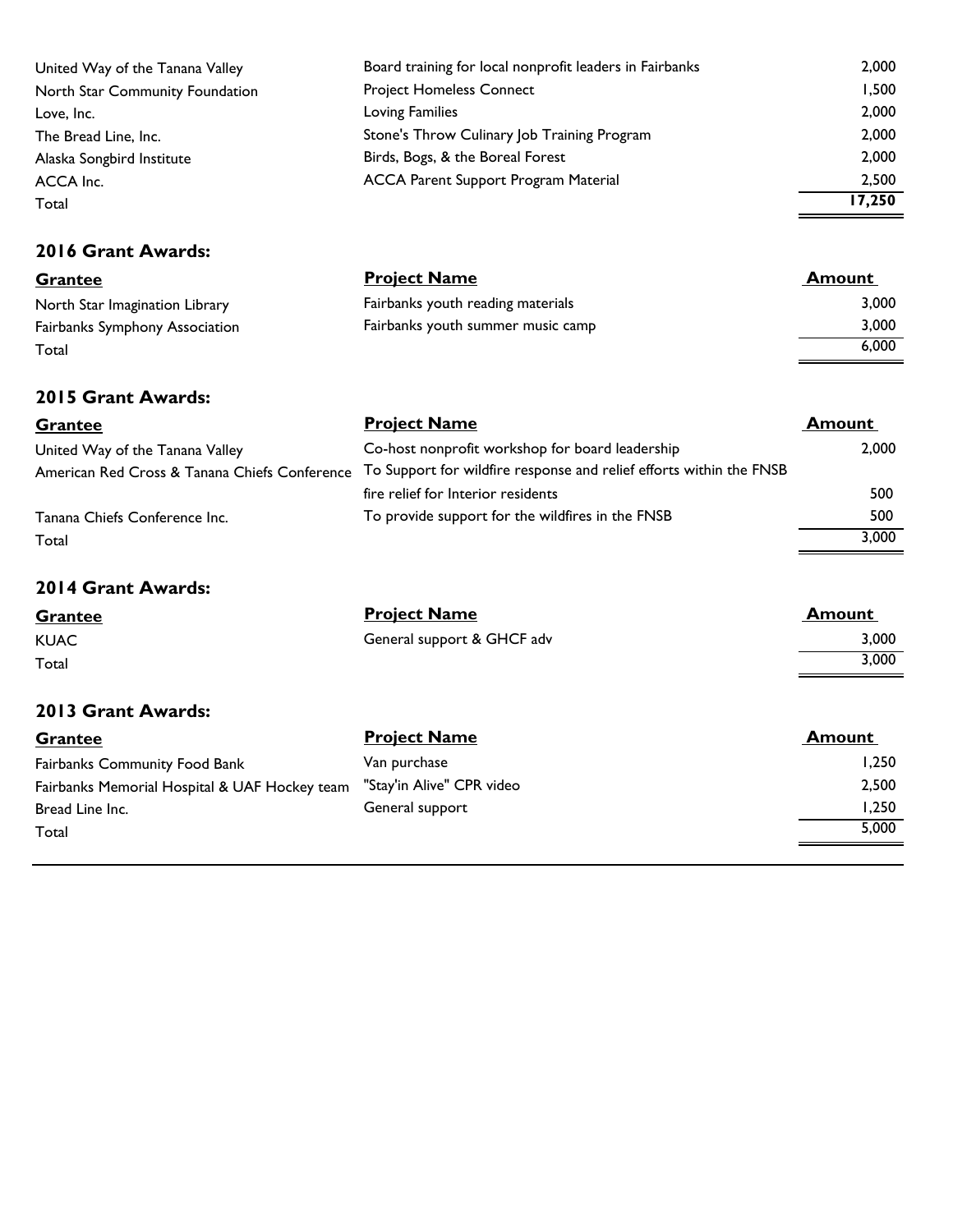| | | |
|---|---|---|
| United Way of the Tanana Valley | Board training for local nonprofit leaders in Fairbanks | 2,000 |
| North Star Community Foundation | Project Homeless Connect | 1,500 |
| Love, Inc. | Loving Families | 2,000 |
| The Bread Line, Inc. | Stone's Throw Culinary Job Training Program | 2,000 |
| Alaska Songbird Institute | Birds, Bogs, & the Boreal Forest | 2,000 |
| ACCA Inc. | ACCA Parent Support Program Material | 2,500 |
| Total | | **17,250** |

## 2016 Grant Awards:

| Grantee | Project Name | Amount |
|---|---|---|
| North Star Imagination Library | Fairbanks youth reading materials | 3,000 |
| Fairbanks Symphony Association | Fairbanks youth summer music camp | 3,000 |
| Total | | 6,000 |

## 2015 Grant Awards:

| Grantee | Project Name | Amount |
|---|---|---|
| United Way of the Tanana Valley | Co-host nonprofit workshop for board leadership | 2,000 |
| American Red Cross & Tanana Chiefs Conference | To Support for wildfire response and relief efforts within the FNSB fire relief for Interior residents | 500 |
| Tanana Chiefs Conference Inc. | To provide support for the wildfires in the FNSB | 500 |
| Total | | 3,000 |

## 2014 Grant Awards:

| Grantee | Project Name | Amount |
|---|---|---|
| KUAC | General support & GHCF adv | 3,000 |
| Total | | 3,000 |

## 2013 Grant Awards:

| Grantee | Project Name | Amount |
|---|---|---|
| Fairbanks Community Food Bank | Van purchase | 1,250 |
| Fairbanks Memorial Hospital & UAF Hockey team | "Stay'in Alive" CPR video | 2,500 |
| Bread Line Inc. | General support | 1,250 |
| Total | | 5,000 |